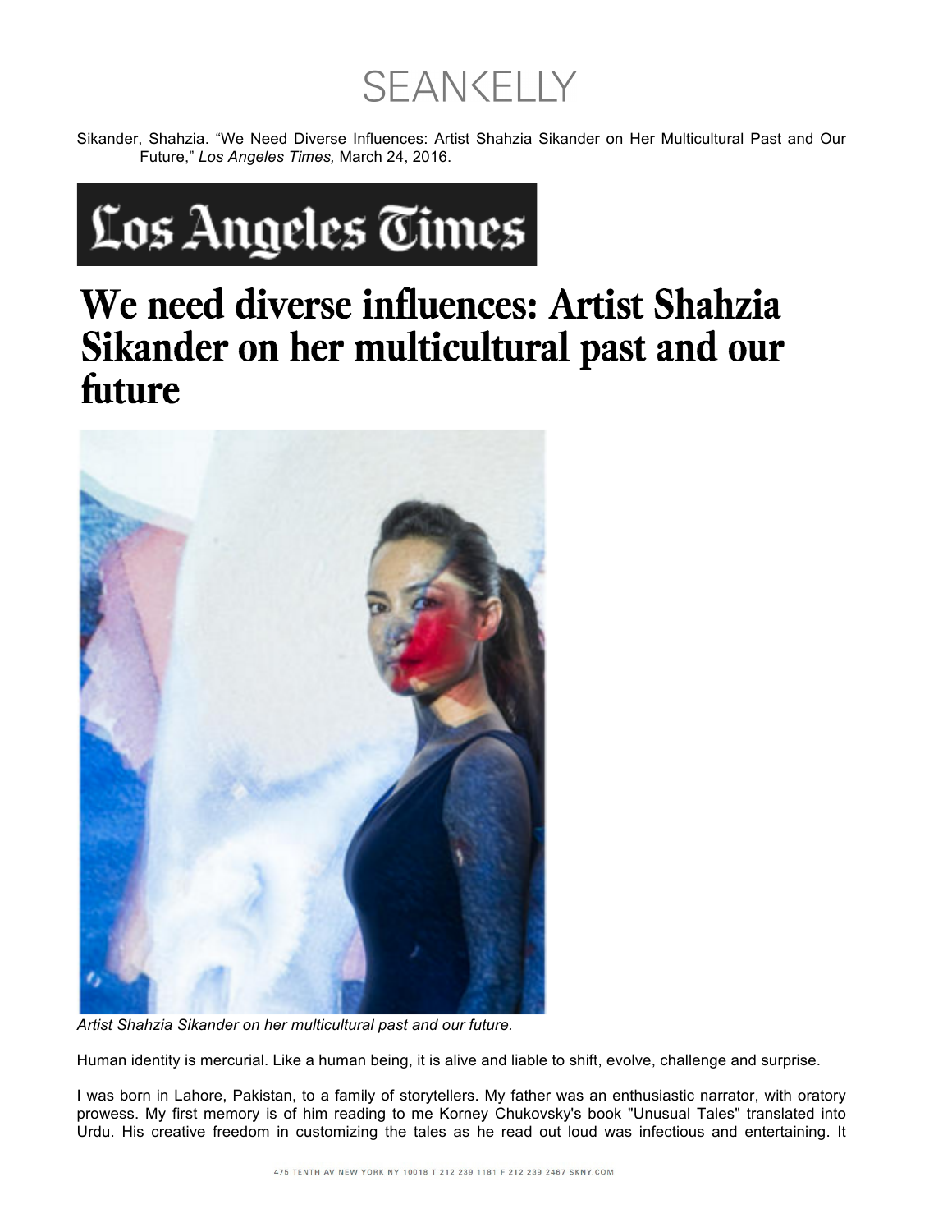Sikander, Shahzia. "We Need Diverse Influences: Artist Shahzia Sikander on Her Multicultural Past and Our Future," *Los Angeles Times,* March 24, 2016.

Los Angeles Times

# We need diverse influences: Artist Shahzia Sikander on her multicultural past and our future

*Artist Shahzia Sikander on her multicultural past and our future.*

Human identity is mercurial. Like a human being, it is alive and liable to shift, evolve, challenge and surprise.

I was born in Lahore, Pakistan, to a family of storytellers. My father was an enthusiastic narrator, with oratory prowess. My first memory is of him reading to me Korney Chukovsky's book "Unusual Tales" translated into Urdu. His creative freedom in customizing the tales as he read out loud was infectious and entertaining. It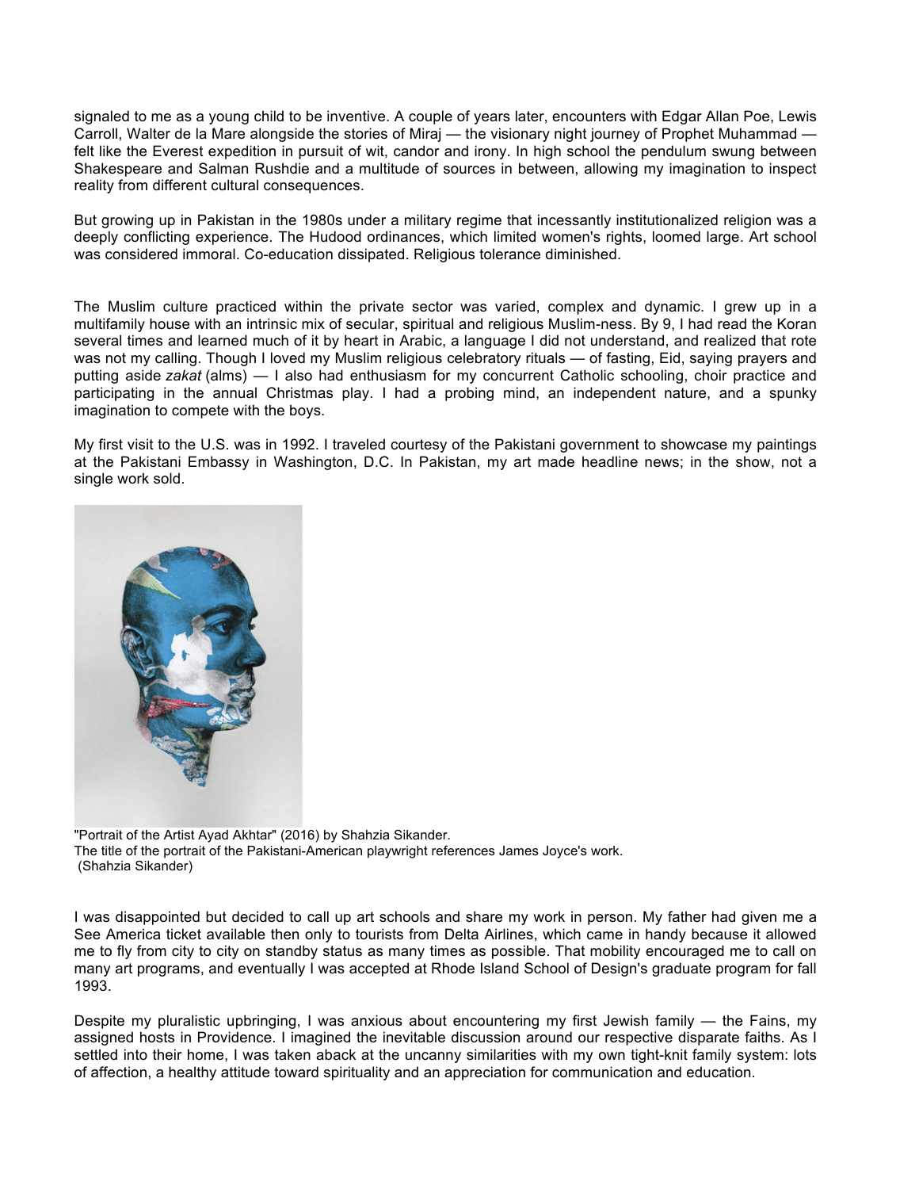signaled to me as a young child to be inventive. A couple of years later, encounters with Edgar Allan Poe, Lewis Carroll, Walter de la Mare alongside the stories of Miraj — the visionary night journey of Prophet Muhammad — felt like the Everest expedition in pursuit of wit, candor and irony. In high school the pendulum swung between Shakespeare and Salman Rushdie and a multitude of sources in between, allowing my imagination to inspect reality from different cultural consequences.

But growing up in Pakistan in the 1980s under a military regime that incessantly institutionalized religion was a deeply conflicting experience. The Hudood ordinances, which limited women's rights, loomed large. Art school was considered immoral. Co-education dissipated. Religious tolerance diminished.

The Muslim culture practiced within the private sector was varied, complex and dynamic. I grew up in a multifamily house with an intrinsic mix of secular, spiritual and religious Muslim-ness. By 9, I had read the Koran several times and learned much of it by heart in Arabic, a language I did not understand, and realized that rote was not my calling. Though I loved my Muslim religious celebratory rituals — of fasting, Eid, saying prayers and putting aside *zakat* (alms) — I also had enthusiasm for my concurrent Catholic schooling, choir practice and participating in the annual Christmas play. I had a probing mind, an independent nature, and a spunky imagination to compete with the boys.

My first visit to the U.S. was in 1992. I traveled courtesy of the Pakistani government to showcase my paintings at the Pakistani Embassy in Washington, D.C. In Pakistan, my art made headline news; in the show, not a single work sold.

"Portrait of the Artist Ayad Akhtar" (2016) by Shahzia Sikander.
The title of the portrait of the Pakistani-American playwright references James Joyce's work.
(Shahzia Sikander)

I was disappointed but decided to call up art schools and share my work in person. My father had given me a See America ticket available then only to tourists from Delta Airlines, which came in handy because it allowed me to fly from city to city on standby status as many times as possible. That mobility encouraged me to call on many art programs, and eventually I was accepted at Rhode Island School of Design's graduate program for fall 1993.

Despite my pluralistic upbringing, I was anxious about encountering my first Jewish family — the Fains, my assigned hosts in Providence. I imagined the inevitable discussion around our respective disparate faiths. As I settled into their home, I was taken aback at the uncanny similarities with my own tight-knit family system: lots of affection, a healthy attitude toward spirituality and an appreciation for communication and education.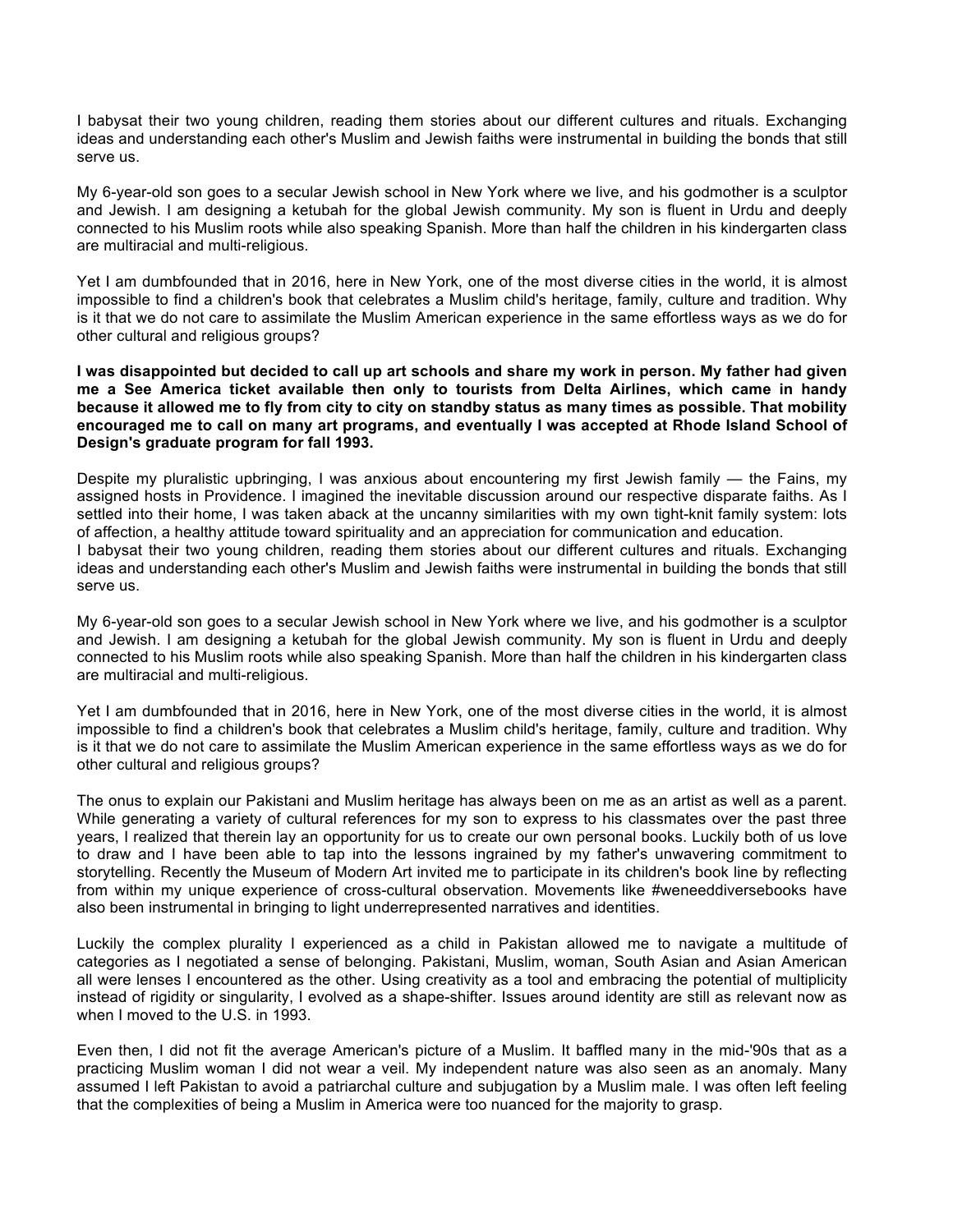I babysat their two young children, reading them stories about our different cultures and rituals. Exchanging ideas and understanding each other's Muslim and Jewish faiths were instrumental in building the bonds that still serve us.

My 6-year-old son goes to a secular Jewish school in New York where we live, and his godmother is a sculptor and Jewish. I am designing a ketubah for the global Jewish community. My son is fluent in Urdu and deeply connected to his Muslim roots while also speaking Spanish. More than half the children in his kindergarten class are multiracial and multi-religious.

Yet I am dumbfounded that in 2016, here in New York, one of the most diverse cities in the world, it is almost impossible to find a children's book that celebrates a Muslim child's heritage, family, culture and tradition. Why is it that we do not care to assimilate the Muslim American experience in the same effortless ways as we do for other cultural and religious groups?

**I was disappointed but decided to call up art schools and share my work in person. My father had given me a See America ticket available then only to tourists from Delta Airlines, which came in handy because it allowed me to fly from city to city on standby status as many times as possible. That mobility encouraged me to call on many art programs, and eventually I was accepted at Rhode Island School of Design's graduate program for fall 1993.**

Despite my pluralistic upbringing, I was anxious about encountering my first Jewish family — the Fains, my assigned hosts in Providence. I imagined the inevitable discussion around our respective disparate faiths. As I settled into their home, I was taken aback at the uncanny similarities with my own tight-knit family system: lots of affection, a healthy attitude toward spirituality and an appreciation for communication and education.
I babysat their two young children, reading them stories about our different cultures and rituals. Exchanging ideas and understanding each other's Muslim and Jewish faiths were instrumental in building the bonds that still serve us.

My 6-year-old son goes to a secular Jewish school in New York where we live, and his godmother is a sculptor and Jewish. I am designing a ketubah for the global Jewish community. My son is fluent in Urdu and deeply connected to his Muslim roots while also speaking Spanish. More than half the children in his kindergarten class are multiracial and multi-religious.

Yet I am dumbfounded that in 2016, here in New York, one of the most diverse cities in the world, it is almost impossible to find a children's book that celebrates a Muslim child's heritage, family, culture and tradition. Why is it that we do not care to assimilate the Muslim American experience in the same effortless ways as we do for other cultural and religious groups?

The onus to explain our Pakistani and Muslim heritage has always been on me as an artist as well as a parent. While generating a variety of cultural references for my son to express to his classmates over the past three years, I realized that therein lay an opportunity for us to create our own personal books. Luckily both of us love to draw and I have been able to tap into the lessons ingrained by my father's unwavering commitment to storytelling. Recently the Museum of Modern Art invited me to participate in its children's book line by reflecting from within my unique experience of cross-cultural observation. Movements like #weneeddiversebooks have also been instrumental in bringing to light underrepresented narratives and identities.

Luckily the complex plurality I experienced as a child in Pakistan allowed me to navigate a multitude of categories as I negotiated a sense of belonging. Pakistani, Muslim, woman, South Asian and Asian American all were lenses I encountered as the other. Using creativity as a tool and embracing the potential of multiplicity instead of rigidity or singularity, I evolved as a shape-shifter. Issues around identity are still as relevant now as when I moved to the U.S. in 1993.

Even then, I did not fit the average American's picture of a Muslim. It baffled many in the mid-'90s that as a practicing Muslim woman I did not wear a veil. My independent nature was also seen as an anomaly. Many assumed I left Pakistan to avoid a patriarchal culture and subjugation by a Muslim male. I was often left feeling that the complexities of being a Muslim in America were too nuanced for the majority to grasp.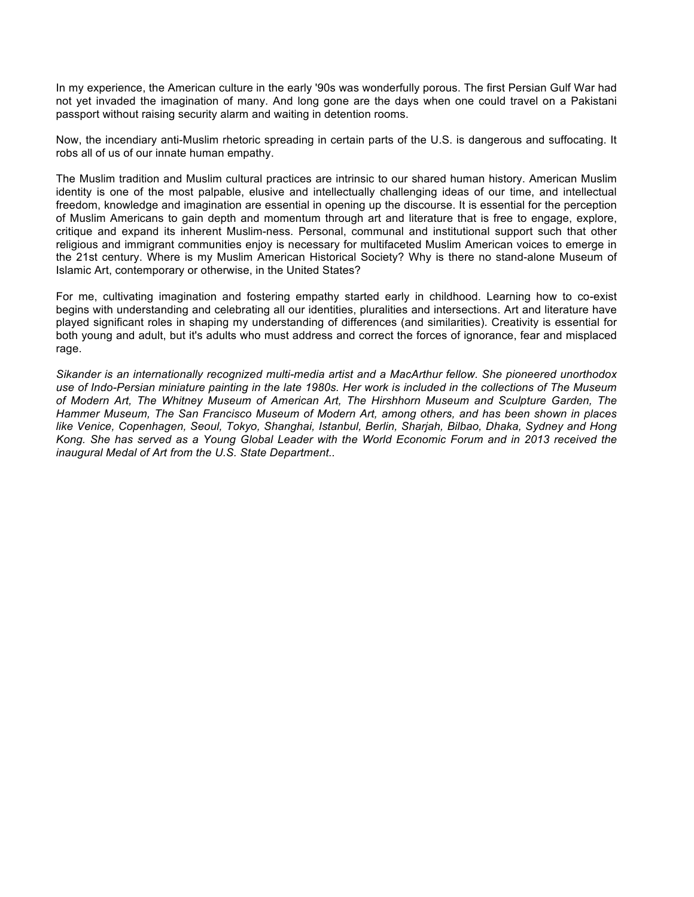In my experience, the American culture in the early '90s was wonderfully porous. The first Persian Gulf War had not yet invaded the imagination of many. And long gone are the days when one could travel on a Pakistani passport without raising security alarm and waiting in detention rooms.

Now, the incendiary anti-Muslim rhetoric spreading in certain parts of the U.S. is dangerous and suffocating. It robs all of us of our innate human empathy.

The Muslim tradition and Muslim cultural practices are intrinsic to our shared human history. American Muslim identity is one of the most palpable, elusive and intellectually challenging ideas of our time, and intellectual freedom, knowledge and imagination are essential in opening up the discourse. It is essential for the perception of Muslim Americans to gain depth and momentum through art and literature that is free to engage, explore, critique and expand its inherent Muslim-ness. Personal, communal and institutional support such that other religious and immigrant communities enjoy is necessary for multifaceted Muslim American voices to emerge in the 21st century. Where is my Muslim American Historical Society? Why is there no stand-alone Museum of Islamic Art, contemporary or otherwise, in the United States?

For me, cultivating imagination and fostering empathy started early in childhood. Learning how to co-exist begins with understanding and celebrating all our identities, pluralities and intersections. Art and literature have played significant roles in shaping my understanding of differences (and similarities). Creativity is essential for both young and adult, but it's adults who must address and correct the forces of ignorance, fear and misplaced rage.

*Sikander is an internationally recognized multi-media artist and a MacArthur fellow. She pioneered unorthodox use of Indo-Persian miniature painting in the late 1980s. Her work is included in the collections of The Museum of Modern Art, The Whitney Museum of American Art, The Hirshhorn Museum and Sculpture Garden, The Hammer Museum, The San Francisco Museum of Modern Art, among others, and has been shown in places like Venice, Copenhagen, Seoul, Tokyo, Shanghai, Istanbul, Berlin, Sharjah, Bilbao, Dhaka, Sydney and Hong Kong. She has served as a Young Global Leader with the World Economic Forum and in 2013 received the inaugural Medal of Art from the U.S. State Department..*